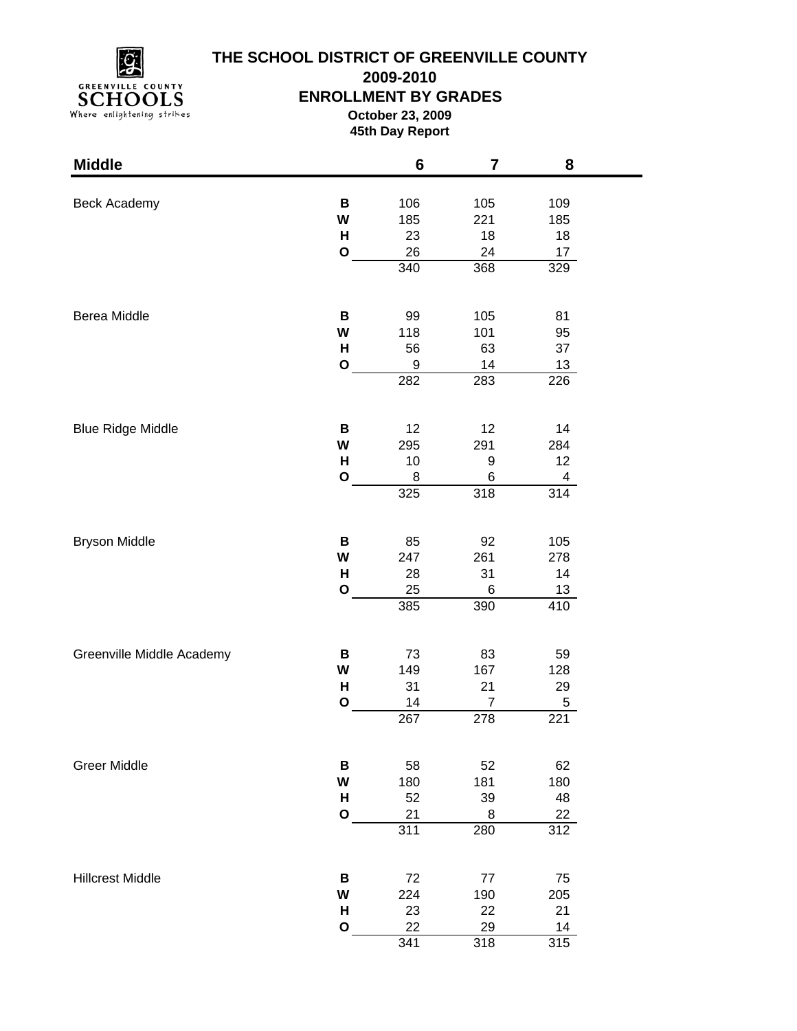# THE SCHOOL DISTRICT OF GREENVILLE COUNTY

## 2009-2010

## ENROLLMENT BY GRADES

**October 23, 2009**

**45th Day Report**

| Middle | | 6 | 7 | 8 |
|---|---|---|---|---|
| Beck Academy | **B** | 106 | 105 | 109 |
| | **W** | 185 | 221 | 185 |
| | **H** | 23 | 18 | 18 |
| | **O** | 26 | 24 | 17 |
| | | 340 | 368 | 329 |
| Berea Middle | **B** | 99 | 105 | 81 |
| | **W** | 118 | 101 | 95 |
| | **H** | 56 | 63 | 37 |
| | **O** | 9 | 14 | 13 |
| | | 282 | 283 | 226 |
| Blue Ridge Middle | **B** | 12 | 12 | 14 |
| | **W** | 295 | 291 | 284 |
| | **H** | 10 | 9 | 12 |
| | **O** | 8 | 6 | 4 |
| | | 325 | 318 | 314 |
| Bryson Middle | **B** | 85 | 92 | 105 |
| | **W** | 247 | 261 | 278 |
| | **H** | 28 | 31 | 14 |
| | **O** | 25 | 6 | 13 |
| | | 385 | 390 | 410 |
| Greenville Middle Academy | **B** | 73 | 83 | 59 |
| | **W** | 149 | 167 | 128 |
| | **H** | 31 | 21 | 29 |
| | **O** | 14 | 7 | 5 |
| | | 267 | 278 | 221 |
| Greer Middle | **B** | 58 | 52 | 62 |
| | **W** | 180 | 181 | 180 |
| | **H** | 52 | 39 | 48 |
| | **O** | 21 | 8 | 22 |
| | | 311 | 280 | 312 |
| Hillcrest Middle | **B** | 72 | 77 | 75 |
| | **W** | 224 | 190 | 205 |
| | **H** | 23 | 22 | 21 |
| | **O** | 22 | 29 | 14 |
| | | 341 | 318 | 315 |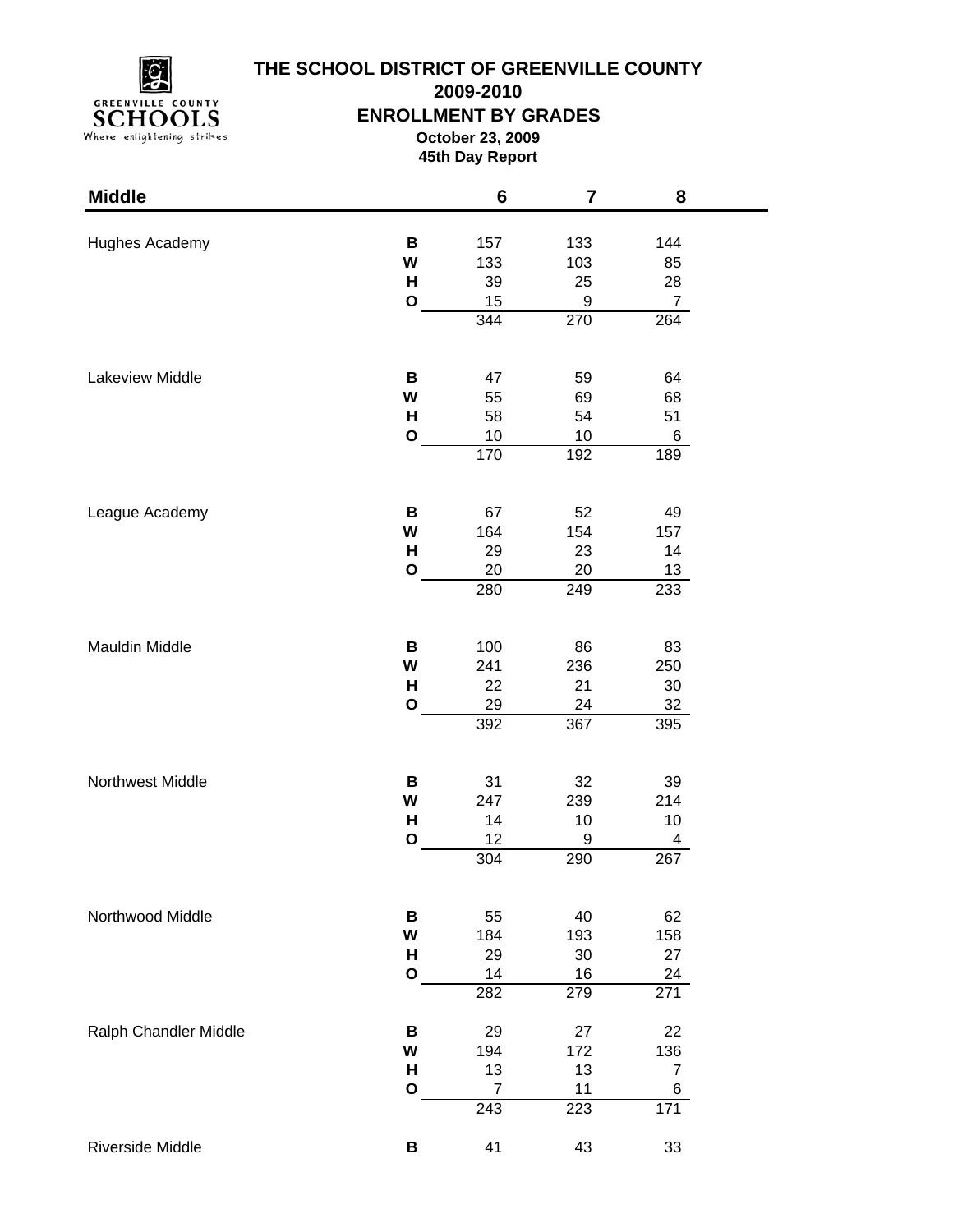# THE SCHOOL DISTRICT OF GREENVILLE COUNTY

## 2009-2010

## ENROLLMENT BY GRADES

**October 23, 2009**

**45th Day Report**

| Middle | | 6 | 7 | 8 |
|---|---|---|---|---|
| Hughes Academy | **B** | 157 | 133 | 144 |
| | **W** | 133 | 103 | 85 |
| | **H** | 39 | 25 | 28 |
| | **O** | 15 | 9 | 7 |
| | | 344 | 270 | 264 |
| Lakeview Middle | **B** | 47 | 59 | 64 |
| | **W** | 55 | 69 | 68 |
| | **H** | 58 | 54 | 51 |
| | **O** | 10 | 10 | 6 |
| | | 170 | 192 | 189 |
| League Academy | **B** | 67 | 52 | 49 |
| | **W** | 164 | 154 | 157 |
| | **H** | 29 | 23 | 14 |
| | **O** | 20 | 20 | 13 |
| | | 280 | 249 | 233 |
| Mauldin Middle | **B** | 100 | 86 | 83 |
| | **W** | 241 | 236 | 250 |
| | **H** | 22 | 21 | 30 |
| | **O** | 29 | 24 | 32 |
| | | 392 | 367 | 395 |
| Northwest Middle | **B** | 31 | 32 | 39 |
| | **W** | 247 | 239 | 214 |
| | **H** | 14 | 10 | 10 |
| | **O** | 12 | 9 | 4 |
| | | 304 | 290 | 267 |
| Northwood Middle | **B** | 55 | 40 | 62 |
| | **W** | 184 | 193 | 158 |
| | **H** | 29 | 30 | 27 |
| | **O** | 14 | 16 | 24 |
| | | 282 | 279 | 271 |
| Ralph Chandler Middle | **B** | 29 | 27 | 22 |
| | **W** | 194 | 172 | 136 |
| | **H** | 13 | 13 | 7 |
| | **O** | 7 | 11 | 6 |
| | | 243 | 223 | 171 |
| Riverside Middle | **B** | 41 | 43 | 33 |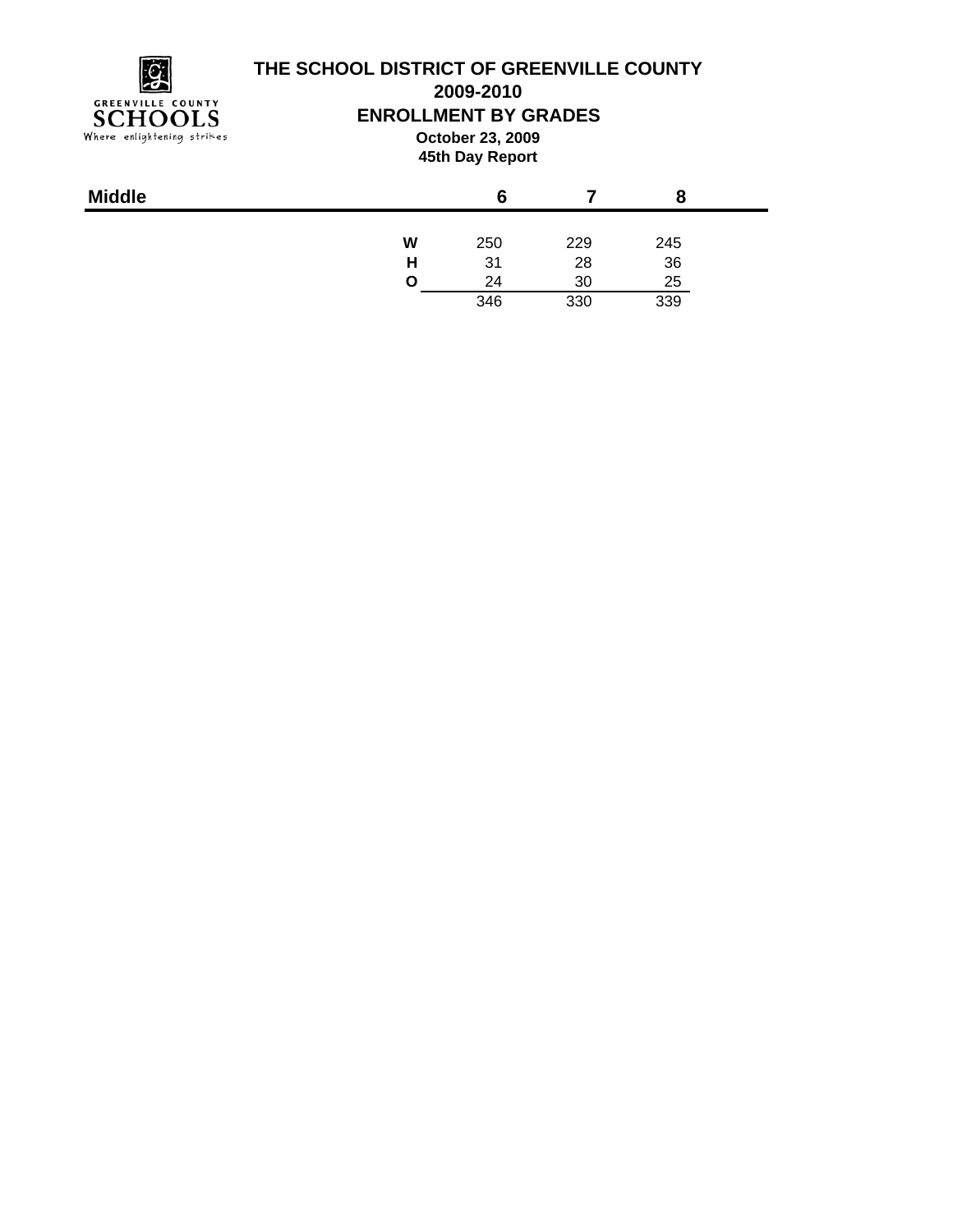# THE SCHOOL DISTRICT OF GREENVILLE COUNTY

## 2009-2010

## ENROLLMENT BY GRADES

**October 23, 2009**

**45th Day Report**

| Middle | | 6 | 7 | 8 |
|---|---|---|---|---|
| | W | 250 | 229 | 245 |
| | H | 31 | 28 | 36 |
| | O | 24 | 30 | 25 |
| | | 346 | 330 | 339 |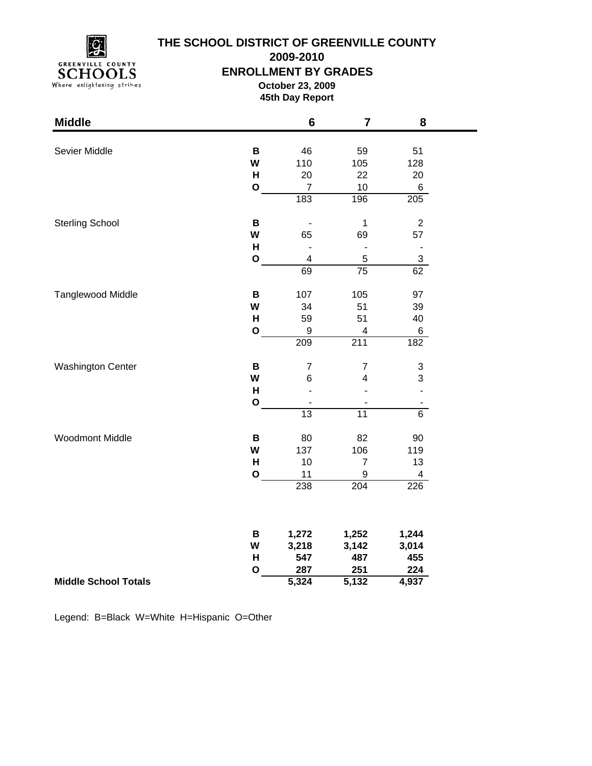# THE SCHOOL DISTRICT OF GREENVILLE COUNTY

## 2009-2010

## ENROLLMENT BY GRADES

**October 23, 2009**

**45th Day Report**

| Middle | | 6 | 7 | 8 |
|---|---|---|---|---|
| Sevier Middle | **B** | 46 | 59 | 51 |
| | **W** | 110 | 105 | 128 |
| | **H** | 20 | 22 | 20 |
| | **O** | 7 | 10 | 6 |
| | | 183 | 196 | 205 |
| Sterling School | **B** | - | 1 | 2 |
| | **W** | 65 | 69 | 57 |
| | **H** | - | - | - |
| | **O** | 4 | 5 | 3 |
| | | 69 | 75 | 62 |
| Tanglewood Middle | **B** | 107 | 105 | 97 |
| | **W** | 34 | 51 | 39 |
| | **H** | 59 | 51 | 40 |
| | **O** | 9 | 4 | 6 |
| | | 209 | 211 | 182 |
| Washington Center | **B** | 7 | 7 | 3 |
| | **W** | 6 | 4 | 3 |
| | **H** | - | - | - |
| | **O** | - | - | - |
| | | 13 | 11 | 6 |
| Woodmont Middle | **B** | 80 | 82 | 90 |
| | **W** | 137 | 106 | 119 |
| | **H** | 10 | 7 | 13 |
| | **O** | 11 | 9 | 4 |
| | | 238 | 204 | 226 |
| | **B** | **1,272** | **1,252** | **1,244** |
| | **W** | **3,218** | **3,142** | **3,014** |
| | **H** | **547** | **487** | **455** |
| | **O** | **287** | **251** | **224** |
| **Middle School Totals** | | **5,324** | **5,132** | **4,937** |

Legend: B=Black W=White H=Hispanic O=Other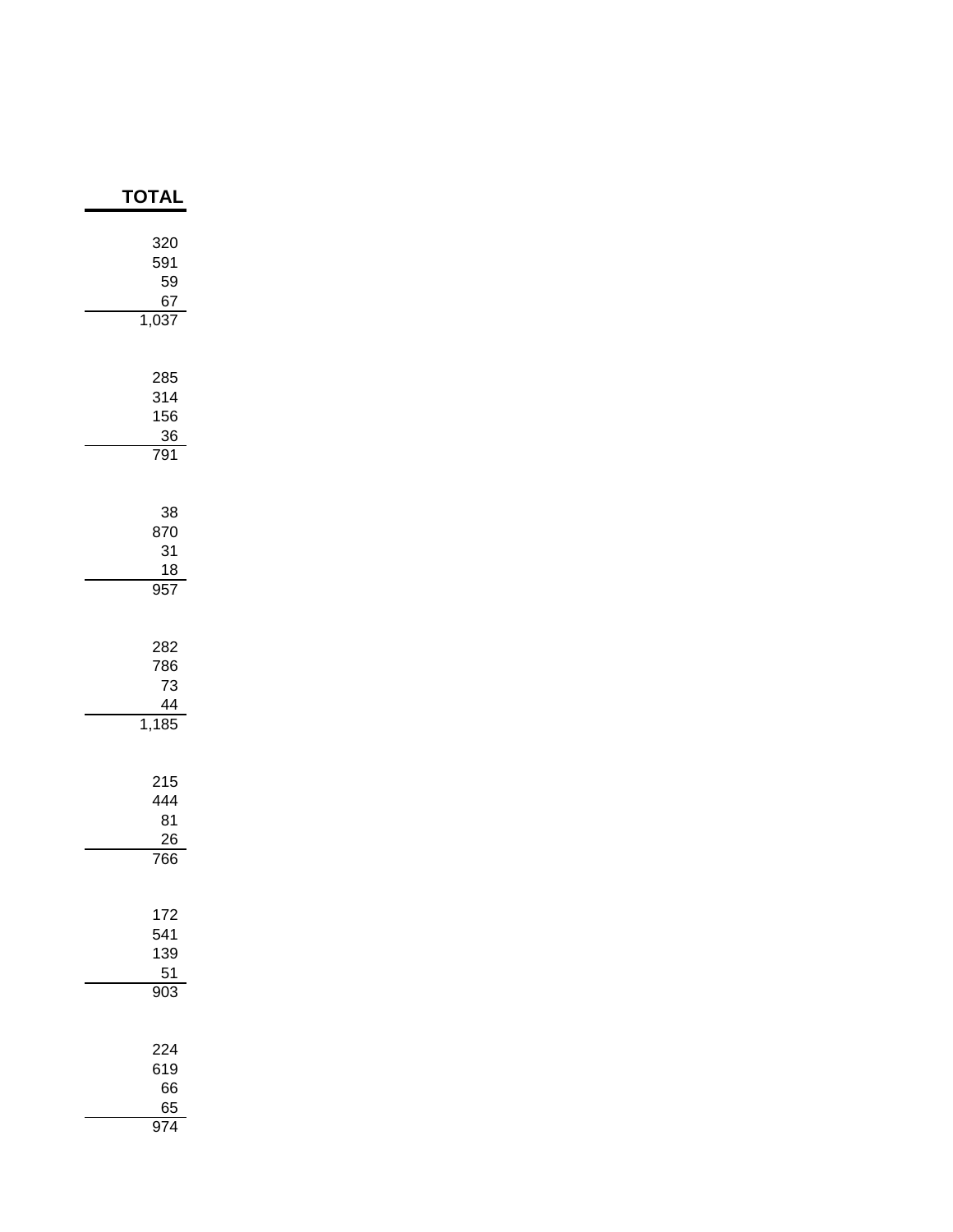| TOTAL |
|---:|
| 320 |
| 591 |
| 59 |
| 67 |
| 1,037 |
| |
| 285 |
| 314 |
| 156 |
| 36 |
| 791 |
| |
| 38 |
| 870 |
| 31 |
| 18 |
| 957 |
| |
| 282 |
| 786 |
| 73 |
| 44 |
| 1,185 |
| |
| 215 |
| 444 |
| 81 |
| 26 |
| 766 |
| |
| 172 |
| 541 |
| 139 |
| 51 |
| 903 |
| |
| 224 |
| 619 |
| 66 |
| 65 |
| 974 |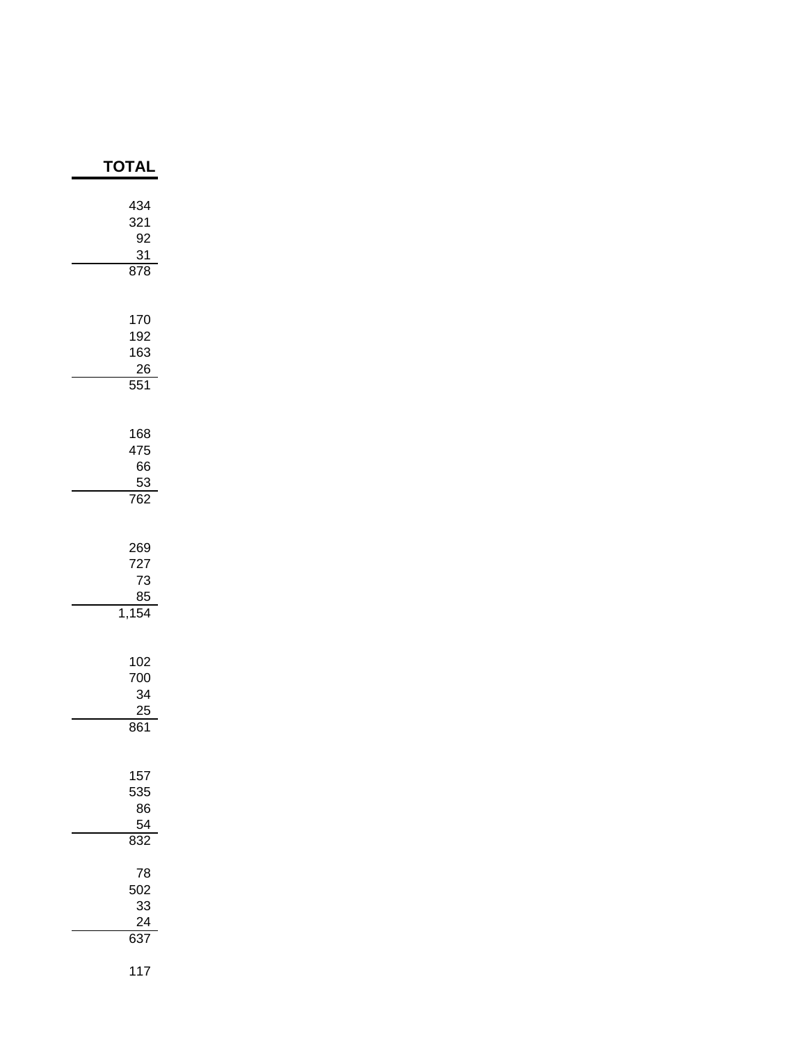| TOTAL |
|---:|
| 434 |
| 321 |
| 92 |
| 31 |
| 878 |
| |
| 170 |
| 192 |
| 163 |
| 26 |
| 551 |
| |
| 168 |
| 475 |
| 66 |
| 53 |
| 762 |
| |
| 269 |
| 727 |
| 73 |
| 85 |
| 1,154 |
| |
| 102 |
| 700 |
| 34 |
| 25 |
| 861 |
| |
| 157 |
| 535 |
| 86 |
| 54 |
| 832 |
| |
| 78 |
| 502 |
| 33 |
| 24 |
| 637 |
| |
| 117 |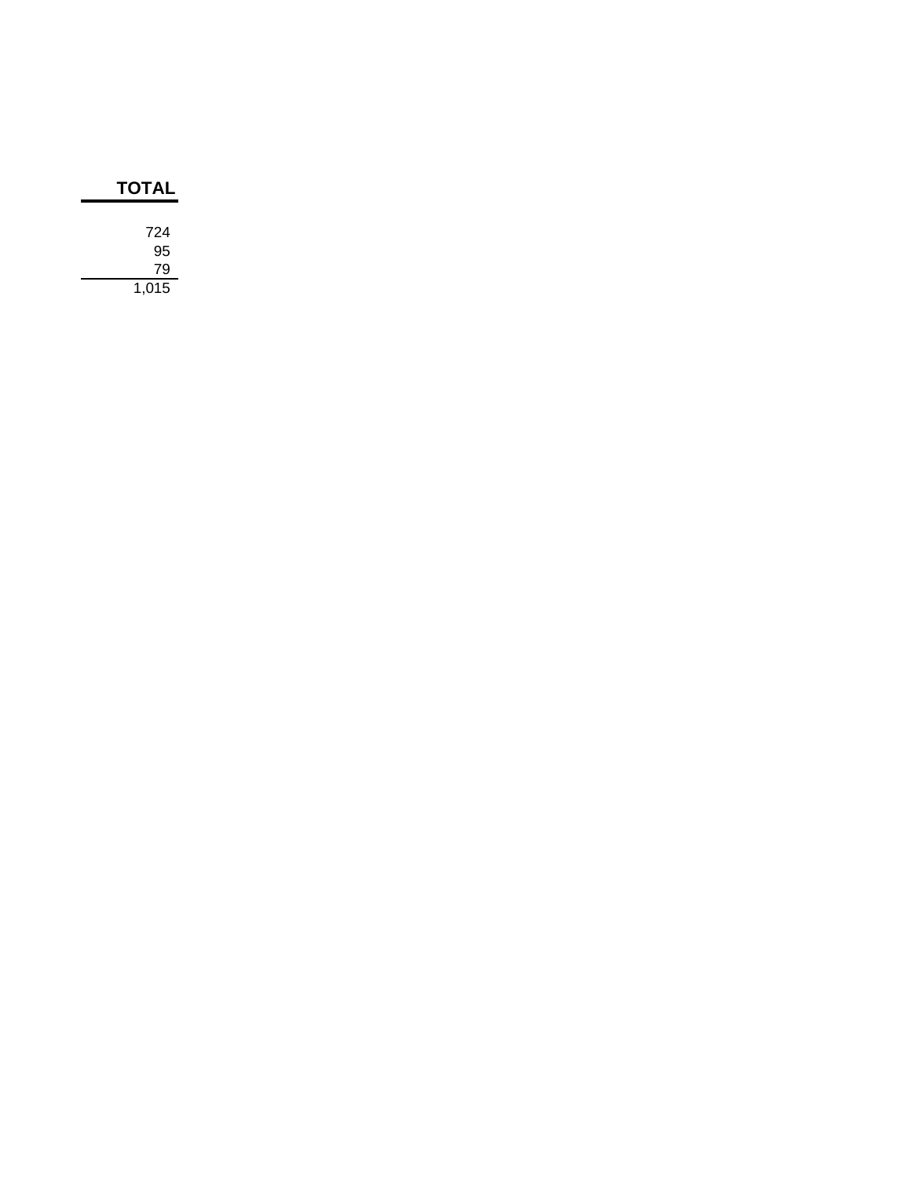| TOTAL |
|---:|
| 724 |
| 95 |
| 79 |
| 1,015 |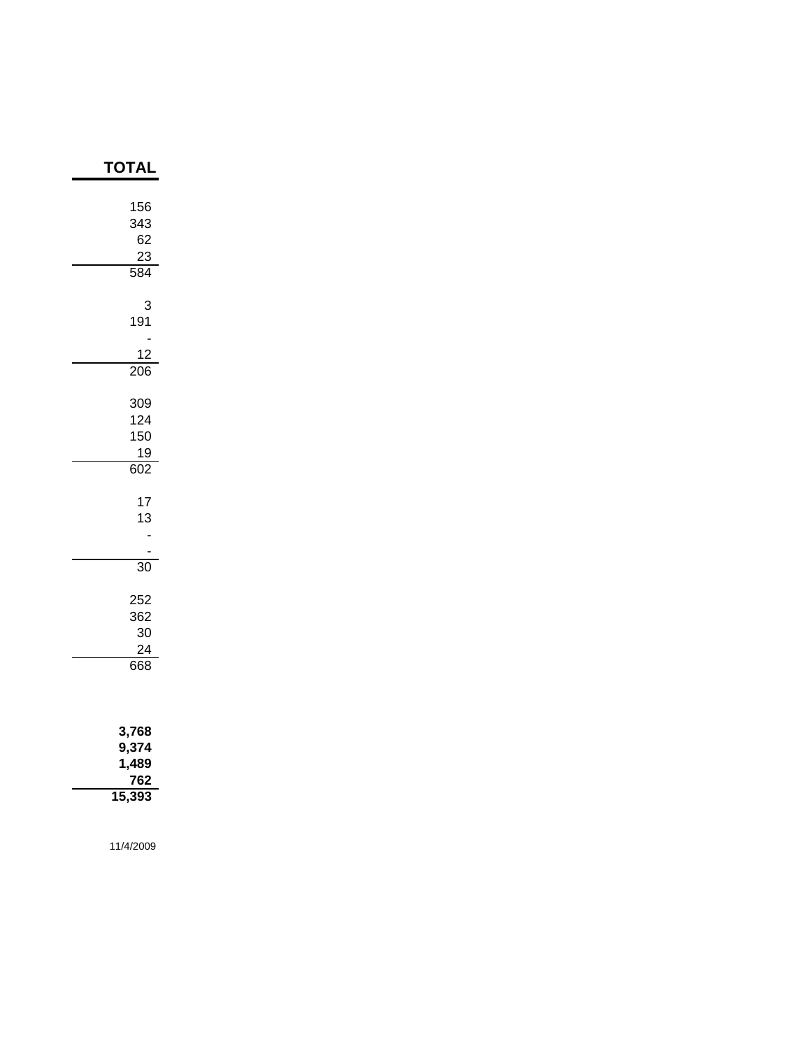| TOTAL |
|---|
| 156 |
| 343 |
| 62 |
| 23 |
| 584 |
| |
| 3 |
| 191 |
| - |
| 12 |
| 206 |
| |
| 309 |
| 124 |
| 150 |
| 19 |
| 602 |
| |
| 17 |
| 13 |
| - |
| - |
| 30 |
| |
| 252 |
| 362 |
| 30 |
| 24 |
| 668 |
| |
| **3,768** |
| **9,374** |
| **1,489** |
| **762** |
| **15,393** |

11/4/2009